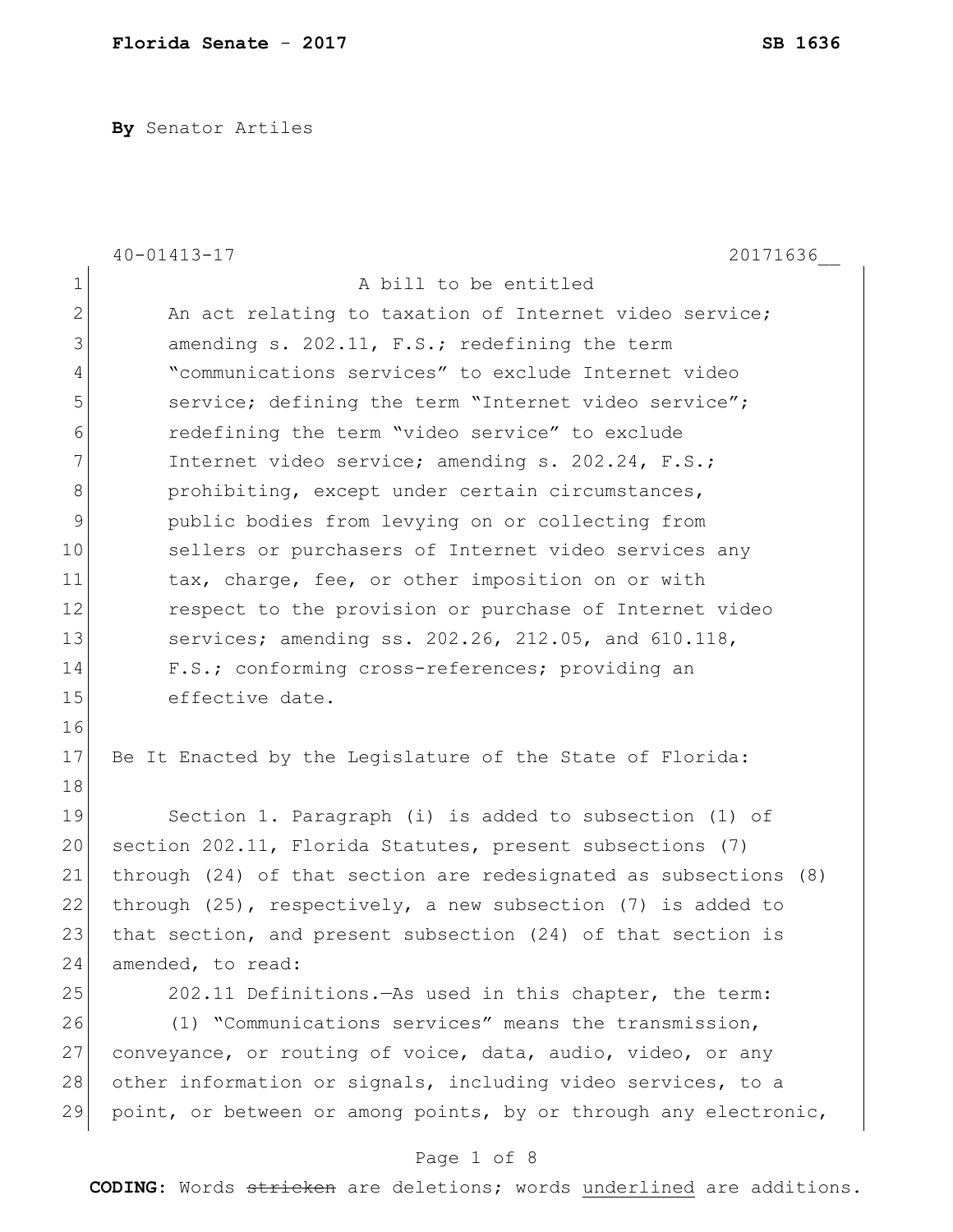**By** Senator Artiles

40-01413-17 20171636__

A bill to be entitled

An act relating to taxation of Internet video service; amending s. 202.11, F.S.; redefining the term "communications services" to exclude Internet video service; defining the term "Internet video service"; redefining the term "video service" to exclude Internet video service; amending s. 202.24, F.S.; prohibiting, except under certain circumstances, public bodies from levying on or collecting from sellers or purchasers of Internet video services any tax, charge, fee, or other imposition on or with respect to the provision or purchase of Internet video services; amending ss. 202.26, 212.05, and 610.118, F.S.; conforming cross-references; providing an effective date.

Be It Enacted by the Legislature of the State of Florida:

Section 1. Paragraph (i) is added to subsection (1) of section 202.11, Florida Statutes, present subsections (7) through (24) of that section are redesignated as subsections (8) through (25), respectively, a new subsection (7) is added to that section, and present subsection (24) of that section is amended, to read:

202.11 Definitions.—As used in this chapter, the term:

(1) "Communications services" means the transmission, conveyance, or routing of voice, data, audio, video, or any other information or signals, including video services, to a point, or between or among points, by or through any electronic,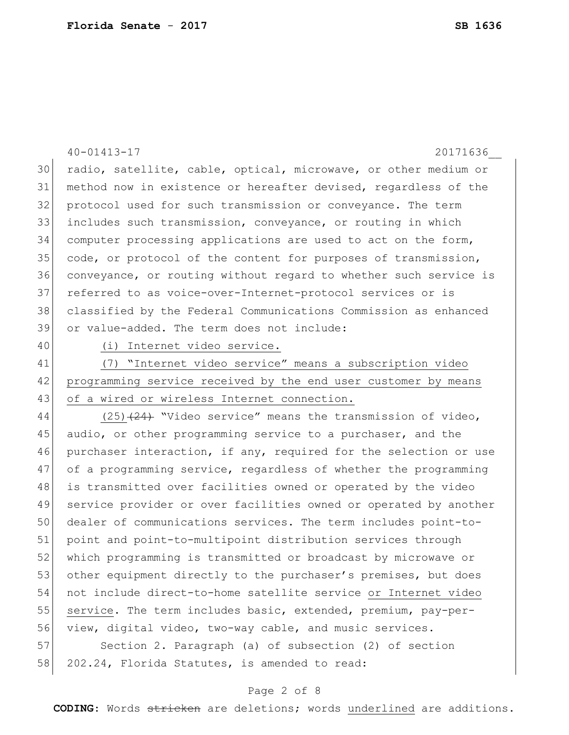radio, satellite, cable, optical, microwave, or other medium or method now in existence or hereafter devised, regardless of the protocol used for such transmission or conveyance. The term includes such transmission, conveyance, or routing in which computer processing applications are used to act on the form, code, or protocol of the content for purposes of transmission, conveyance, or routing without regard to whether such service is referred to as voice-over-Internet-protocol services or is classified by the Federal Communications Commission as enhanced or value-added. The term does not include:

(i) Internet video service.

(7) "Internet video service" means a subscription video programming service received by the end user customer by means of a wired or wireless Internet connection.

(25) ~~(24)~~ "Video service" means the transmission of video, audio, or other programming service to a purchaser, and the purchaser interaction, if any, required for the selection or use of a programming service, regardless of whether the programming is transmitted over facilities owned or operated by the video service provider or over facilities owned or operated by another dealer of communications services. The term includes point-to-point and point-to-multipoint distribution services through which programming is transmitted or broadcast by microwave or other equipment directly to the purchaser's premises, but does not include direct-to-home satellite service or Internet video service. The term includes basic, extended, premium, pay-per-view, digital video, two-way cable, and music services.

Section 2. Paragraph (a) of subsection (2) of section 202.24, Florida Statutes, is amended to read: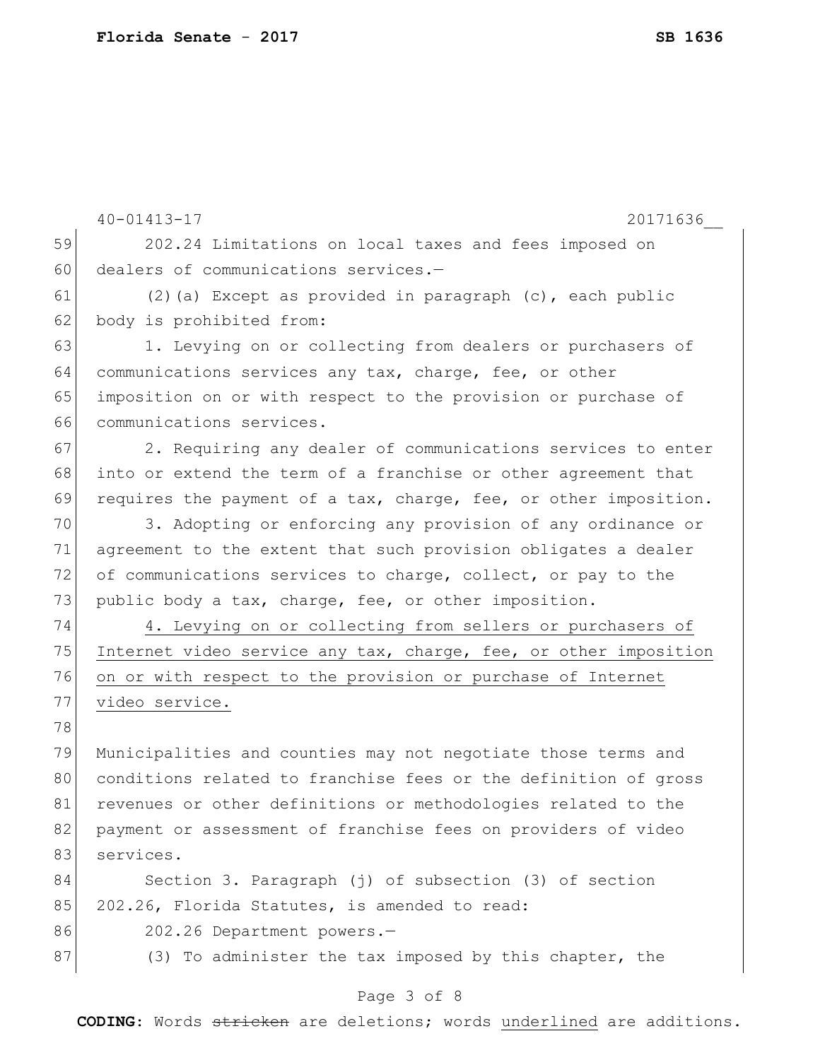202.24 Limitations on local taxes and fees imposed on dealers of communications services.—

(2)(a) Except as provided in paragraph (c), each public body is prohibited from:

1. Levying on or collecting from dealers or purchasers of communications services any tax, charge, fee, or other imposition on or with respect to the provision or purchase of communications services.

2. Requiring any dealer of communications services to enter into or extend the term of a franchise or other agreement that requires the payment of a tax, charge, fee, or other imposition.

3. Adopting or enforcing any provision of any ordinance or agreement to the extent that such provision obligates a dealer of communications services to charge, collect, or pay to the public body a tax, charge, fee, or other imposition.

<u>4. Levying on or collecting from sellers or purchasers of Internet video service any tax, charge, fee, or other imposition on or with respect to the provision or purchase of Internet video service.</u>

Municipalities and counties may not negotiate those terms and conditions related to franchise fees or the definition of gross revenues or other definitions or methodologies related to the payment or assessment of franchise fees on providers of video services.

Section 3. Paragraph (j) of subsection (3) of section 202.26, Florida Statutes, is amended to read:

202.26 Department powers.—

(3) To administer the tax imposed by this chapter, the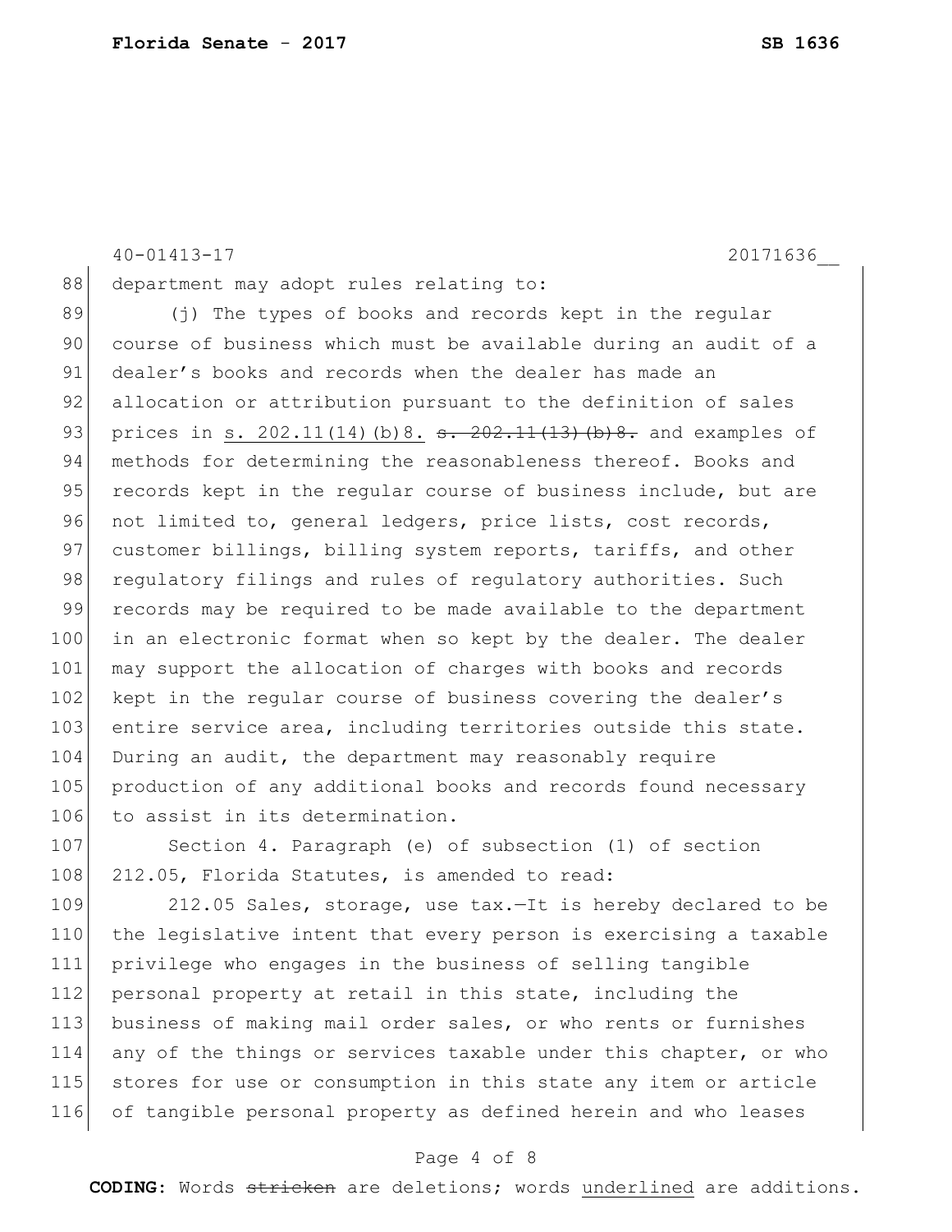department may adopt rules relating to:

(j) The types of books and records kept in the regular course of business which must be available during an audit of a dealer's books and records when the dealer has made an allocation or attribution pursuant to the definition of sales prices in <u>s. 202.11(14)(b)8.</u> ~~s. 202.11(13)(b)8.~~ and examples of methods for determining the reasonableness thereof. Books and records kept in the regular course of business include, but are not limited to, general ledgers, price lists, cost records, customer billings, billing system reports, tariffs, and other regulatory filings and rules of regulatory authorities. Such records may be required to be made available to the department in an electronic format when so kept by the dealer. The dealer may support the allocation of charges with books and records kept in the regular course of business covering the dealer's entire service area, including territories outside this state. During an audit, the department may reasonably require production of any additional books and records found necessary to assist in its determination.

Section 4. Paragraph (e) of subsection (1) of section 212.05, Florida Statutes, is amended to read:

212.05 Sales, storage, use tax.—It is hereby declared to be the legislative intent that every person is exercising a taxable privilege who engages in the business of selling tangible personal property at retail in this state, including the business of making mail order sales, or who rents or furnishes any of the things or services taxable under this chapter, or who stores for use or consumption in this state any item or article of tangible personal property as defined herein and who leases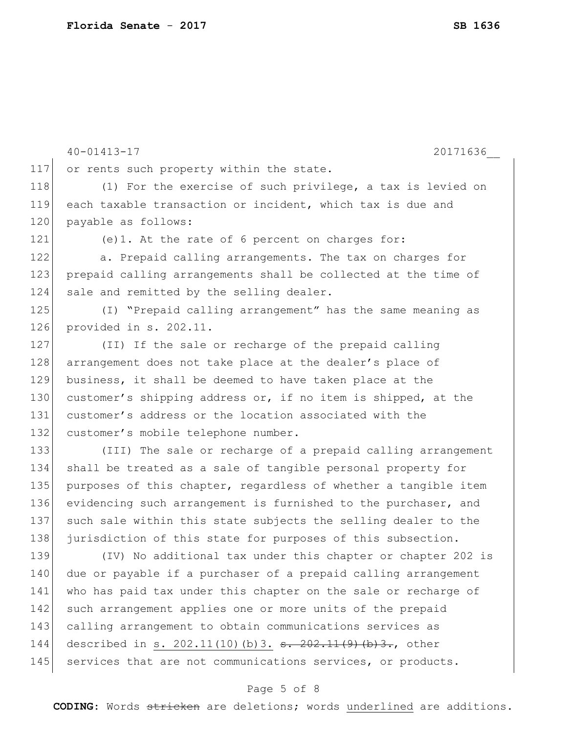or rents such property within the state.

(1) For the exercise of such privilege, a tax is levied on each taxable transaction or incident, which tax is due and payable as follows:

(e)1. At the rate of 6 percent on charges for:

a. Prepaid calling arrangements. The tax on charges for prepaid calling arrangements shall be collected at the time of sale and remitted by the selling dealer.

(I) "Prepaid calling arrangement" has the same meaning as provided in s. 202.11.

(II) If the sale or recharge of the prepaid calling arrangement does not take place at the dealer's place of business, it shall be deemed to have taken place at the customer's shipping address or, if no item is shipped, at the customer's address or the location associated with the customer's mobile telephone number.

(III) The sale or recharge of a prepaid calling arrangement shall be treated as a sale of tangible personal property for purposes of this chapter, regardless of whether a tangible item evidencing such arrangement is furnished to the purchaser, and such sale within this state subjects the selling dealer to the jurisdiction of this state for purposes of this subsection.

(IV) No additional tax under this chapter or chapter 202 is due or payable if a purchaser of a prepaid calling arrangement who has paid tax under this chapter on the sale or recharge of such arrangement applies one or more units of the prepaid calling arrangement to obtain communications services as described in <u>s. 202.11(10)(b)3.</u> ~~s. 202.11(9)(b)3.~~, other services that are not communications services, or products.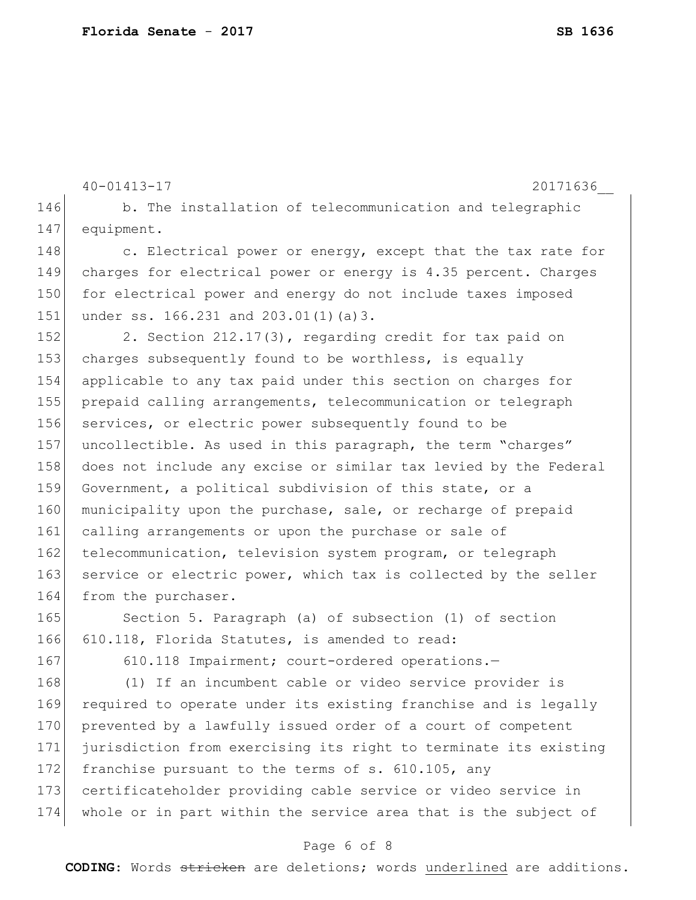b. The installation of telecommunication and telegraphic equipment.

c. Electrical power or energy, except that the tax rate for charges for electrical power or energy is 4.35 percent. Charges for electrical power and energy do not include taxes imposed under ss. 166.231 and 203.01(1)(a)3.

2. Section 212.17(3), regarding credit for tax paid on charges subsequently found to be worthless, is equally applicable to any tax paid under this section on charges for prepaid calling arrangements, telecommunication or telegraph services, or electric power subsequently found to be uncollectible. As used in this paragraph, the term "charges" does not include any excise or similar tax levied by the Federal Government, a political subdivision of this state, or a municipality upon the purchase, sale, or recharge of prepaid calling arrangements or upon the purchase or sale of telecommunication, television system program, or telegraph service or electric power, which tax is collected by the seller from the purchaser.

Section 5. Paragraph (a) of subsection (1) of section 610.118, Florida Statutes, is amended to read:

610.118 Impairment; court-ordered operations.—

(1) If an incumbent cable or video service provider is required to operate under its existing franchise and is legally prevented by a lawfully issued order of a court of competent jurisdiction from exercising its right to terminate its existing franchise pursuant to the terms of s. 610.105, any certificateholder providing cable service or video service in whole or in part within the service area that is the subject of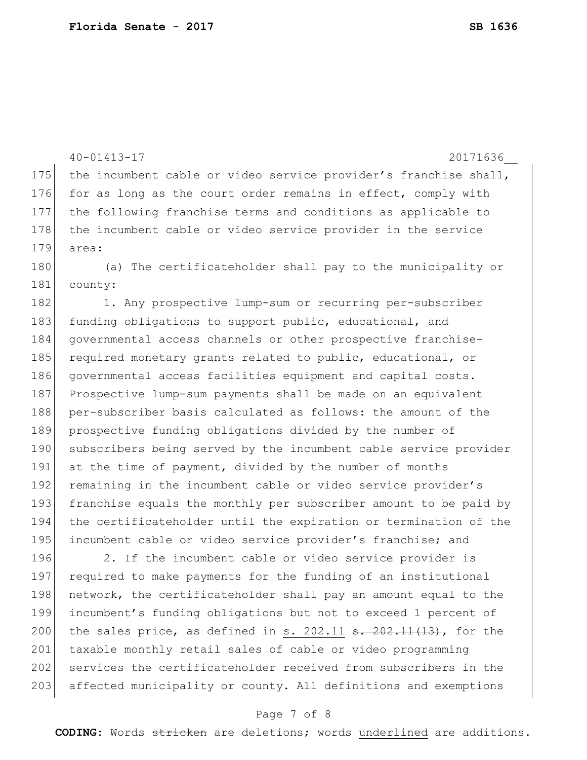the incumbent cable or video service provider's franchise shall, for as long as the court order remains in effect, comply with the following franchise terms and conditions as applicable to the incumbent cable or video service provider in the service area:

(a) The certificateholder shall pay to the municipality or county:

1. Any prospective lump-sum or recurring per-subscriber funding obligations to support public, educational, and governmental access channels or other prospective franchise-required monetary grants related to public, educational, or governmental access facilities equipment and capital costs. Prospective lump-sum payments shall be made on an equivalent per-subscriber basis calculated as follows: the amount of the prospective funding obligations divided by the number of subscribers being served by the incumbent cable service provider at the time of payment, divided by the number of months remaining in the incumbent cable or video service provider's franchise equals the monthly per subscriber amount to be paid by the certificateholder until the expiration or termination of the incumbent cable or video service provider's franchise; and

2. If the incumbent cable or video service provider is required to make payments for the funding of an institutional network, the certificateholder shall pay an amount equal to the incumbent's funding obligations but not to exceed 1 percent of the sales price, as defined in <u>s. 202.11</u> ~~s. 202.11(13)~~, for the taxable monthly retail sales of cable or video programming services the certificateholder received from subscribers in the affected municipality or county. All definitions and exemptions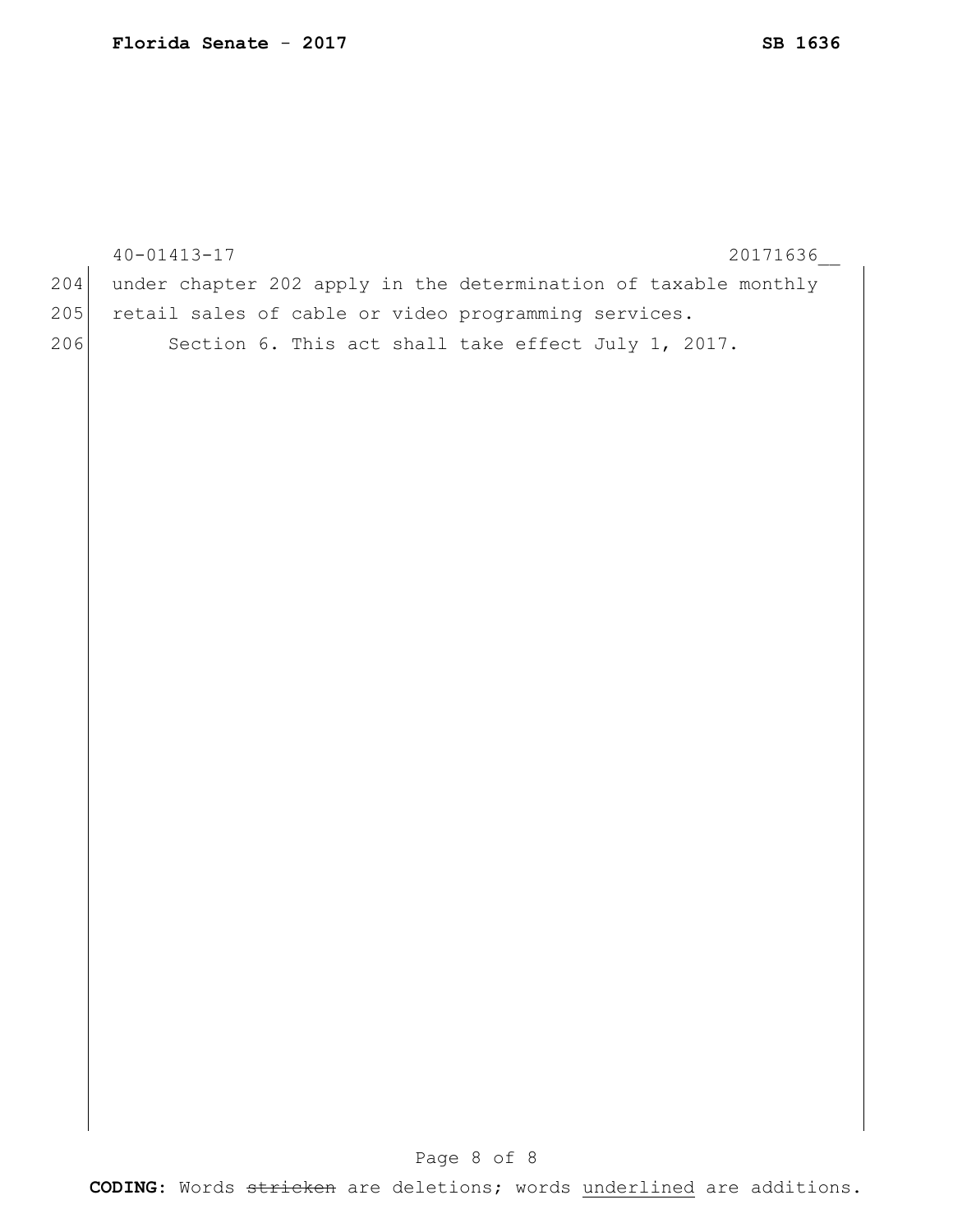40-01413-17 20171636__

204 under chapter 202 apply in the determination of taxable monthly

205 retail sales of cable or video programming services.

206 Section 6. This act shall take effect July 1, 2017.

**CODING:** Words ~~stricken~~ are deletions; words underlined are additions.